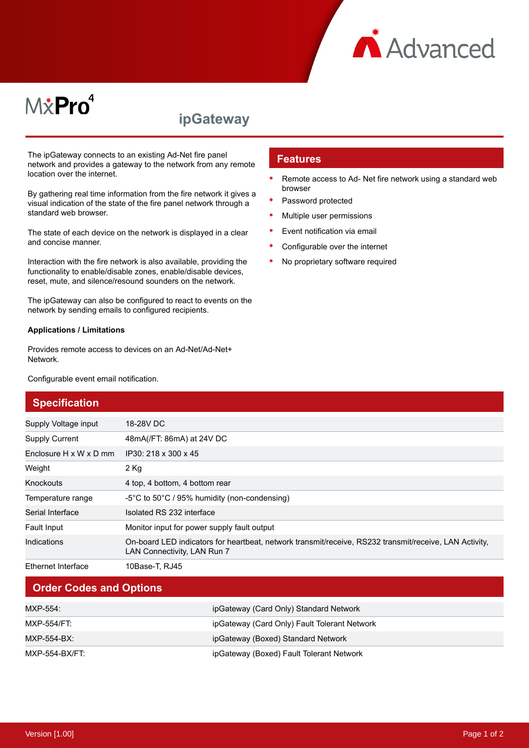# MxPro 4

## ipGateway

The ipGateway connects to an existing Ad-Net fire panel network and provides a gateway to the network from any remote location over the internet.

By gathering real time information from the fire network it gives a visual indication of the state of the fire panel network through a standard web browser.

The state of each device on the network is displayed in a clear and concise manner.

Interaction with the fire network is also available, providing the functionality to enable/disable zones, enable/disable devices, reset, mute, and silence/resound sounders on the network.

The ipGateway can also be configured to react to events on the network by sending emails to configured recipients.

**Applications / Limitations**

Provides remote access to devices on an Ad-Net/Ad-Net+ Network.

Configurable event email notification.

## Features

- Remote access to Ad- Net fire network using a standard web browser
- Password protected
- Multiple user permissions
- Event notification via email
- Configurable over the internet
- No proprietary software required

## Specification

| | |
|---|---|
| Supply Voltage input | 18-28V DC |
| Supply Current | 48mA(/FT: 86mA) at 24V DC |
| Enclosure H x W x D mm | IP30: 218 x 300 x 45 |
| Weight | 2 Kg |
| Knockouts | 4 top, 4 bottom, 4 bottom rear |
| Temperature range | -5°C to 50°C / 95% humidity (non-condensing) |
| Serial Interface | Isolated RS 232 interface |
| Fault Input | Monitor input for power supply fault output |
| Indications | On-board LED indicators for heartbeat, network transmit/receive, RS232 transmit/receive, LAN Activity, LAN Connectivity, LAN Run 7 |
| Ethernet Interface | 10Base-T, RJ45 |

## Order Codes and Options

| | |
|---|---|
| MXP-554: | ipGateway (Card Only) Standard Network |
| MXP-554/FT: | ipGateway (Card Only) Fault Tolerant Network |
| MXP-554-BX: | ipGateway (Boxed) Standard Network |
| MXP-554-BX/FT: | ipGateway (Boxed) Fault Tolerant Network |

Version [1.00]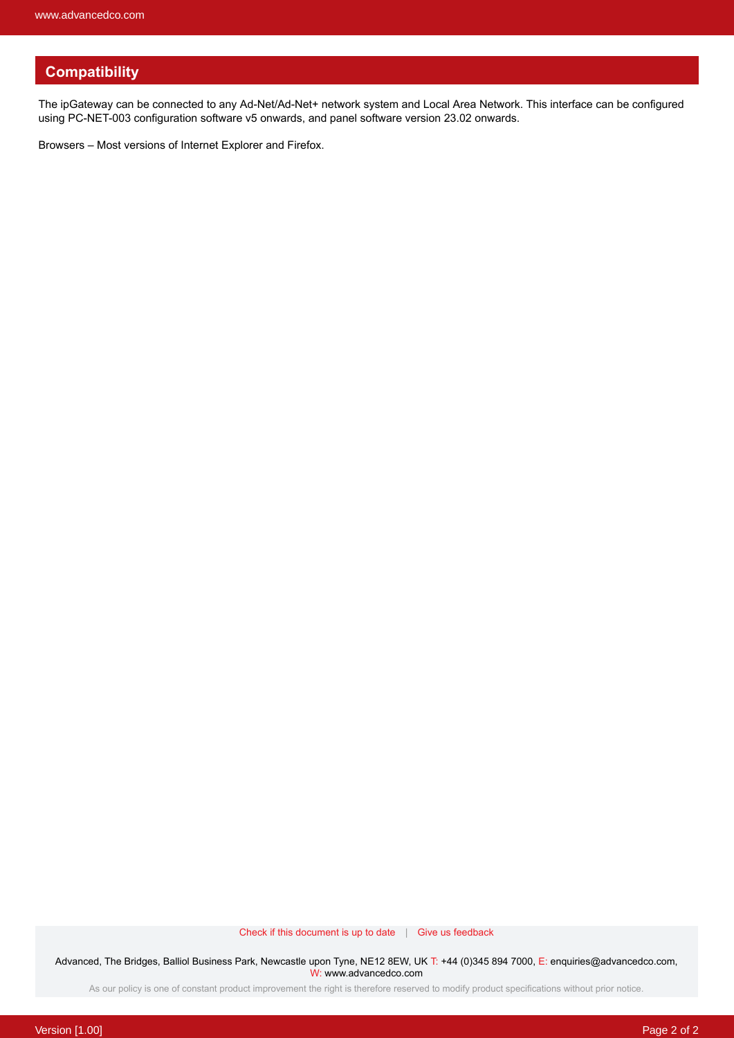## Compatibility

The ipGateway can be connected to any Ad-Net/Ad-Net+ network system and Local Area Network. This interface can be configured using PC-NET-003 configuration software v5 onwards, and panel software version 23.02 onwards.

Browsers – Most versions of Internet Explorer and Firefox.

Check if this document is up to date | Give us feedback

Advanced, The Bridges, Balliol Business Park, Newcastle upon Tyne, NE12 8EW, UK T: +44 (0)345 894 7000, E: enquiries@advancedco.com, W: www.advancedco.com

As our policy is one of constant product improvement the right is therefore reserved to modify product specifications without prior notice.